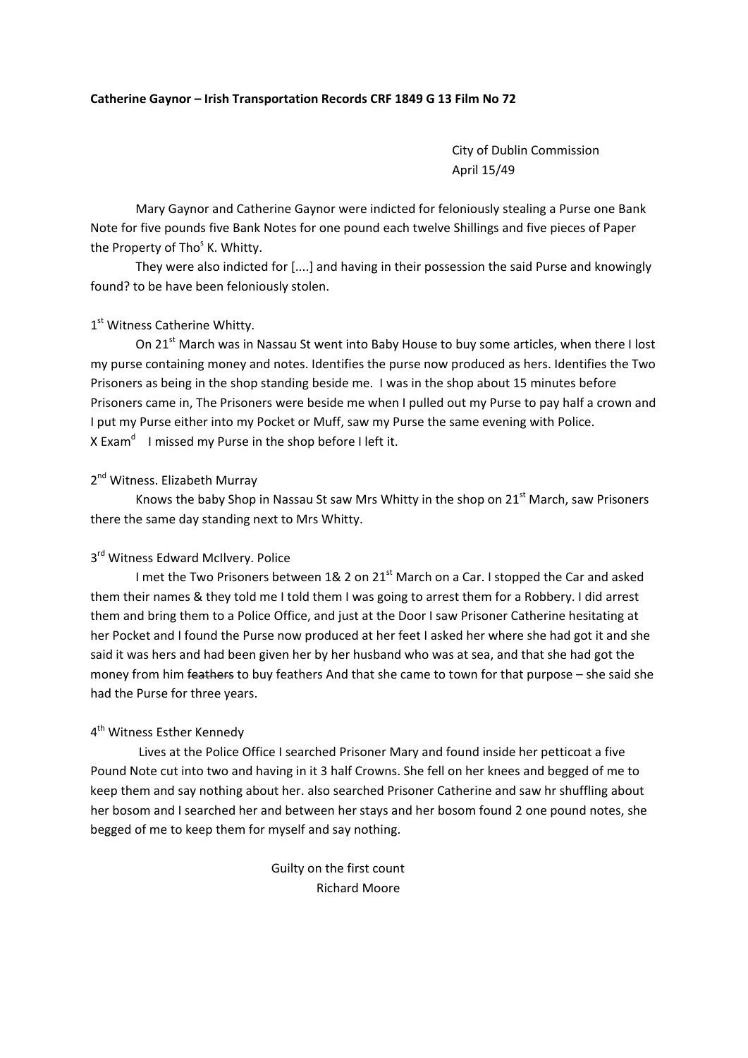**Catherine Gaynor – Irish Transportation Records CRF 1849 G 13 Film No 72**

City of Dublin Commission
April 15/49

Mary Gaynor and Catherine Gaynor were indicted for feloniously stealing a Purse one Bank Note for five pounds five Bank Notes for one pound each twelve Shillings and five pieces of Paper the Property of Tho$^{s}$ K. Whitty.

They were also indicted for [....] and having in their possession the said Purse and knowingly found? to be have been feloniously stolen.

1$^{st}$ Witness Catherine Whitty.

On 21$^{st}$ March was in Nassau St went into Baby House to buy some articles, when there I lost my purse containing money and notes. Identifies the purse now produced as hers. Identifies the Two Prisoners as being in the shop standing beside me. I was in the shop about 15 minutes before Prisoners came in, The Prisoners were beside me when I pulled out my Purse to pay half a crown and I put my Purse either into my Pocket or Muff, saw my Purse the same evening with Police.
X Exam$^{d}$ I missed my Purse in the shop before I left it.

2$^{nd}$ Witness. Elizabeth Murray

Knows the baby Shop in Nassau St saw Mrs Whitty in the shop on 21$^{st}$ March, saw Prisoners there the same day standing next to Mrs Whitty.

3$^{rd}$ Witness Edward McIlvery. Police

I met the Two Prisoners between 1& 2 on 21$^{st}$ March on a Car. I stopped the Car and asked them their names & they told me I told them I was going to arrest them for a Robbery. I did arrest them and bring them to a Police Office, and just at the Door I saw Prisoner Catherine hesitating at her Pocket and I found the Purse now produced at her feet I asked her where she had got it and she said it was hers and had been given her by her husband who was at sea, and that she had got the money from him ~~feathers~~ to buy feathers And that she came to town for that purpose – she said she had the Purse for three years.

4$^{th}$ Witness Esther Kennedy

Lives at the Police Office I searched Prisoner Mary and found inside her petticoat a five Pound Note cut into two and having in it 3 half Crowns. She fell on her knees and begged of me to keep them and say nothing about her. also searched Prisoner Catherine and saw hr shuffling about her bosom and I searched her and between her stays and her bosom found 2 one pound notes, she begged of me to keep them for myself and say nothing.

Guilty on the first count
Richard Moore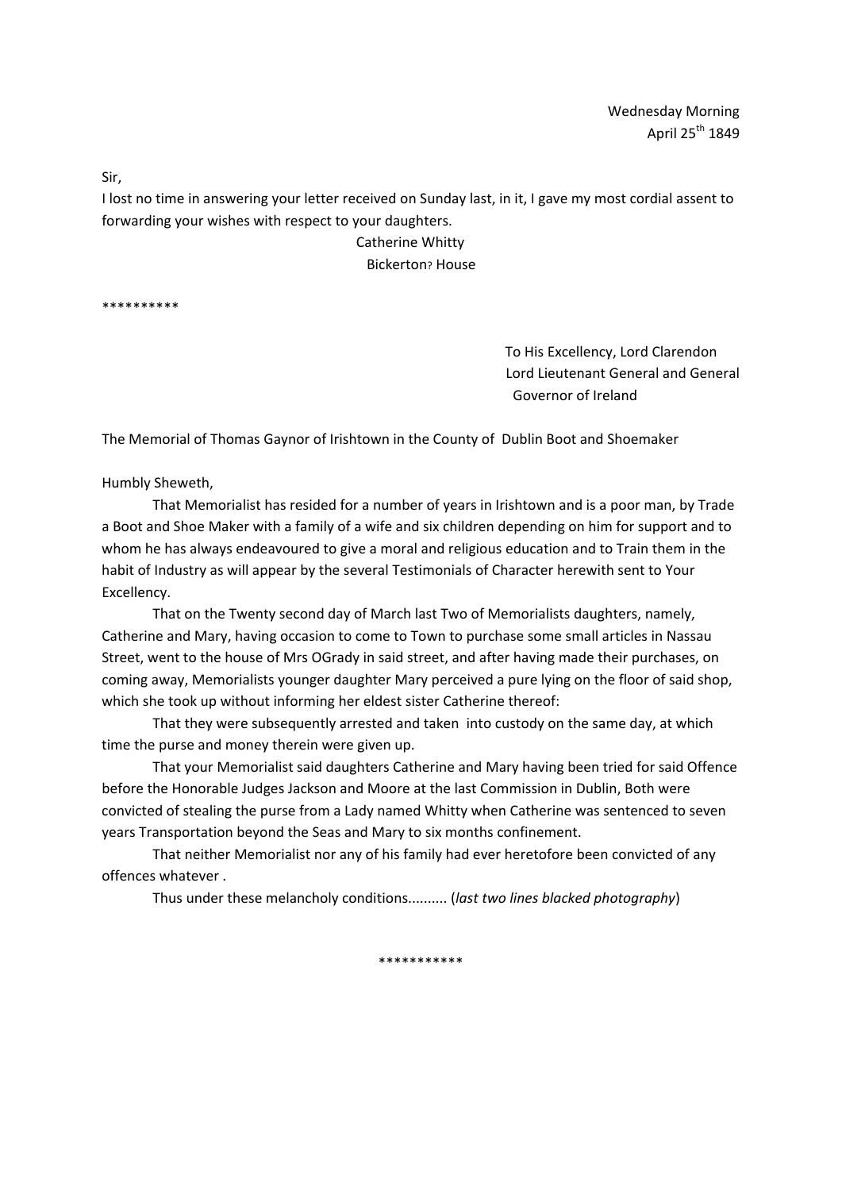Wednesday Morning
April 25th 1849

Sir,

I lost no time in answering your letter received on Sunday last, in it, I gave my most cordial assent to forwarding your wishes with respect to your daughters.

Catherine Whitty
Bickerton? House

**********

To His Excellency, Lord Clarendon
Lord Lieutenant General and General
Governor of Ireland

The Memorial of Thomas Gaynor of Irishtown in the County of Dublin Boot and Shoemaker

Humbly Sheweth,

That Memorialist has resided for a number of years in Irishtown and is a poor man, by Trade a Boot and Shoe Maker with a family of a wife and six children depending on him for support and to whom he has always endeavoured to give a moral and religious education and to Train them in the habit of Industry as will appear by the several Testimonials of Character herewith sent to Your Excellency.

That on the Twenty second day of March last Two of Memorialists daughters, namely, Catherine and Mary, having occasion to come to Town to purchase some small articles in Nassau Street, went to the house of Mrs OGrady in said street, and after having made their purchases, on coming away, Memorialists younger daughter Mary perceived a pure lying on the floor of said shop, which she took up without informing her eldest sister Catherine thereof:

That they were subsequently arrested and taken into custody on the same day, at which time the purse and money therein were given up.

That your Memorialist said daughters Catherine and Mary having been tried for said Offence before the Honorable Judges Jackson and Moore at the last Commission in Dublin, Both were convicted of stealing the purse from a Lady named Whitty when Catherine was sentenced to seven years Transportation beyond the Seas and Mary to six months confinement.

That neither Memorialist nor any of his family had ever heretofore been convicted of any offences whatever .

Thus under these melancholy conditions.......... (*last two lines blacked photography*)

***********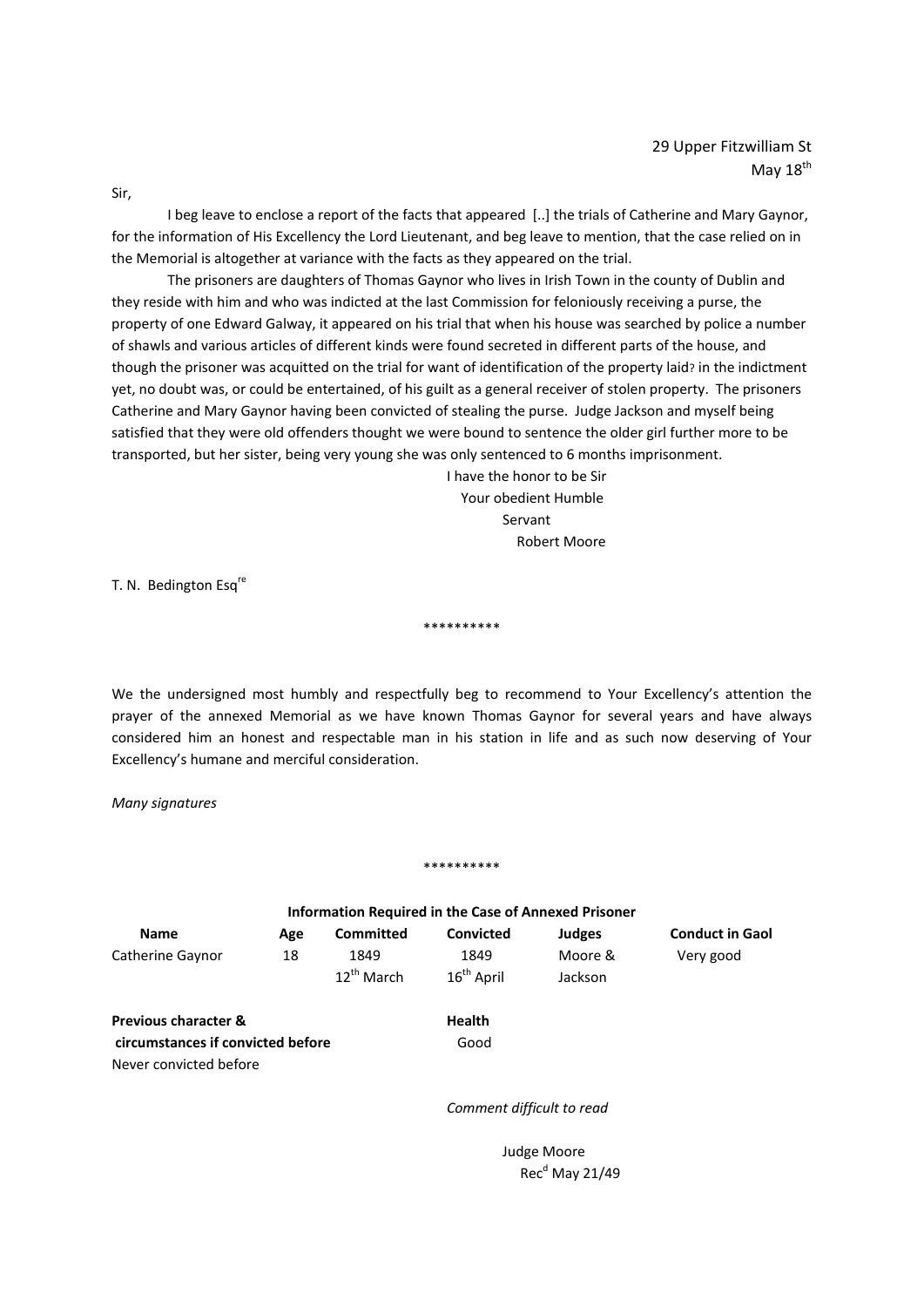29 Upper Fitzwilliam St
May 18th

Sir,

I beg leave to enclose a report of the facts that appeared [..] the trials of Catherine and Mary Gaynor, for the information of His Excellency the Lord Lieutenant, and beg leave to mention, that the case relied on in the Memorial is altogether at variance with the facts as they appeared on the trial.

The prisoners are daughters of Thomas Gaynor who lives in Irish Town in the county of Dublin and they reside with him and who was indicted at the last Commission for feloniously receiving a purse, the property of one Edward Galway, it appeared on his trial that when his house was searched by police a number of shawls and various articles of different kinds were found secreted in different parts of the house, and though the prisoner was acquitted on the trial for want of identification of the property laid? in the indictment yet, no doubt was, or could be entertained, of his guilt as a general receiver of stolen property. The prisoners Catherine and Mary Gaynor having been convicted of stealing the purse. Judge Jackson and myself being satisfied that they were old offenders thought we were bound to sentence the older girl further more to be transported, but her sister, being very young she was only sentenced to 6 months imprisonment.

I have the honor to be Sir
Your obedient Humble
Servant
Robert Moore

T. N. Bedington Esqre

\*\*\*\*\*\*\*\*\*\*

We the undersigned most humbly and respectfully beg to recommend to Your Excellency's attention the prayer of the annexed Memorial as we have known Thomas Gaynor for several years and have always considered him an honest and respectable man in his station in life and as such now deserving of Your Excellency's humane and merciful consideration.

*Many signatures*

\*\*\*\*\*\*\*\*\*\*

**Information Required in the Case of Annexed Prisoner**

| Name | Age | Committed | Convicted | Judges | Conduct in Gaol |
|---|---|---|---|---|---|
| Catherine Gaynor | 18 | 1849 12th March | 1849 16th April | Moore & Jackson | Very good |

**Previous character & circumstances if convicted before**
Never convicted before

**Health**
Good

*Comment difficult to read*

Judge Moore
Recd May 21/49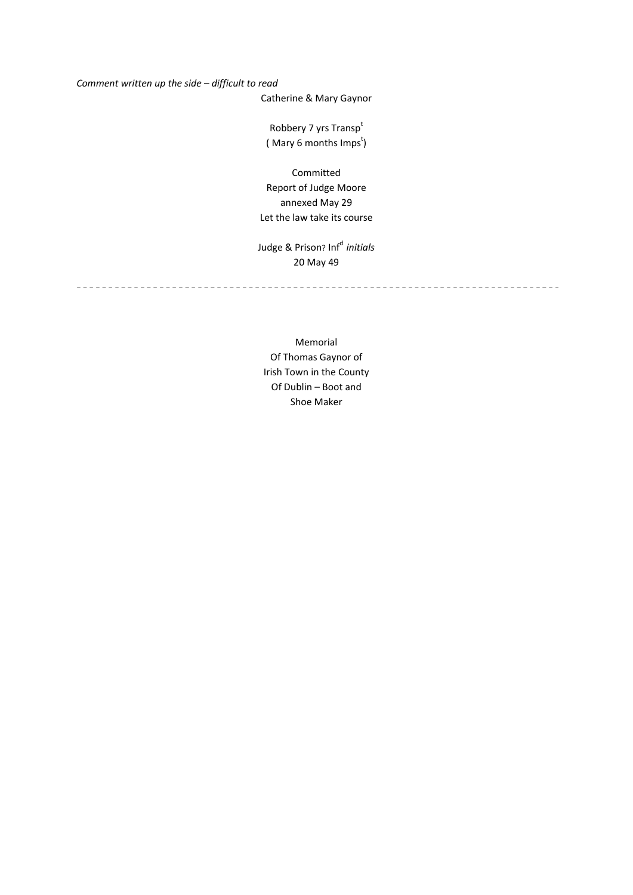*Comment written up the side – difficult to read*

Catherine & Mary Gaynor

Robbery 7 yrs Transp[t]
( Mary 6 months Imps[t])

Committed
Report of Judge Moore
annexed May 29
Let the law take its course

Judge & Prison? Inf[d] *initials*
20 May 49

---

Memorial
Of Thomas Gaynor of
Irish Town in the County
Of Dublin – Boot and
Shoe Maker